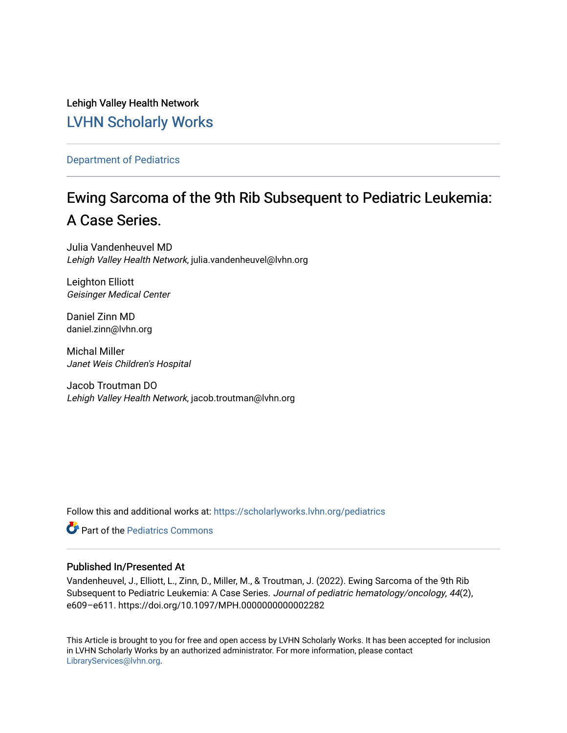Lehigh Valley Health Network

## LVHN Scholarly Works

Department of Pediatrics

# Ewing Sarcoma of the 9th Rib Subsequent to Pediatric Leukemia: A Case Series.

Julia Vandenheuvel MD
*Lehigh Valley Health Network*, julia.vandenheuvel@lvhn.org

Leighton Elliott
*Geisinger Medical Center*

Daniel Zinn MD
daniel.zinn@lvhn.org

Michal Miller
*Janet Weis Children's Hospital*

Jacob Troutman DO
*Lehigh Valley Health Network*, jacob.troutman@lvhn.org

Follow this and additional works at: https://scholarlyworks.lvhn.org/pediatrics

Part of the Pediatrics Commons

### Published In/Presented At

Vandenheuvel, J., Elliott, L., Zinn, D., Miller, M., & Troutman, J. (2022). Ewing Sarcoma of the 9th Rib Subsequent to Pediatric Leukemia: A Case Series. *Journal of pediatric hematology/oncology*, *44*(2), e609–e611. https://doi.org/10.1097/MPH.0000000000002282

This Article is brought to you for free and open access by LVHN Scholarly Works. It has been accepted for inclusion in LVHN Scholarly Works by an authorized administrator. For more information, please contact LibraryServices@lvhn.org.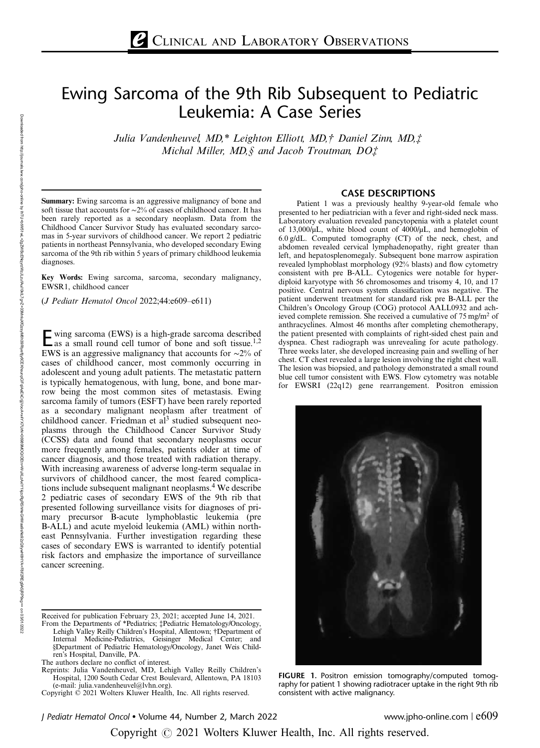# Ewing Sarcoma of the 9th Rib Subsequent to Pediatric Leukemia: A Case Series

*Julia Vandenheuvel, MD,\* Leighton Elliott, MD,† Daniel Zinn, MD,‡ Michal Miller, MD,§ and Jacob Troutman, DO‡*

**Summary:** Ewing sarcoma is an aggressive malignancy of bone and soft tissue that accounts for ~2% of cases of childhood cancer. It has been rarely reported as a secondary neoplasm. Data from the Childhood Cancer Survivor Study has evaluated secondary sarcomas in 5-year survivors of childhood cancer. We report 2 pediatric patients in northeast Pennsylvania, who developed secondary Ewing sarcoma of the 9th rib within 5 years of primary childhood leukemia diagnoses.

**Key Words:** Ewing sarcoma, sarcoma, secondary malignancy, EWSR1, childhood cancer

(*J Pediatr Hematol Oncol* 2022;44:e609–e611)

Ewing sarcoma (EWS) is a high-grade sarcoma described as a small round cell tumor of bone and soft tissue.[1,2] EWS is an aggressive malignancy that accounts for ~2% of cases of childhood cancer, most commonly occurring in adolescent and young adult patients. The metastatic pattern is typically hematogenous, with lung, bone, and bone marrow being the most common sites of metastasis. Ewing sarcoma family of tumors (ESFT) have been rarely reported as a secondary malignant neoplasm after treatment of childhood cancer. Friedman et al[3] studied subsequent neoplasms through the Childhood Cancer Survivor Study (CCSS) data and found that secondary neoplasms occur more frequently among females, patients older at time of cancer diagnosis, and those treated with radiation therapy. With increasing awareness of adverse long-term sequalae in survivors of childhood cancer, the most feared complications include subsequent malignant neoplasms.[4] We describe 2 pediatric cases of secondary EWS of the 9th rib that presented following surveillance visits for diagnoses of primary precursor B-acute lymphoblastic leukemia (pre B-ALL) and acute myeloid leukemia (AML) within northeast Pennsylvania. Further investigation regarding these cases of secondary EWS is warranted to identify potential risk factors and emphasize the importance of surveillance cancer screening.

Received for publication February 23, 2021; accepted June 14, 2021.

From the Departments of \*Pediatrics; ‡Pediatric Hematology/Oncology, Lehigh Valley Reilly Children's Hospital, Allentown; †Department of Internal Medicine-Pediatrics, Geisinger Medical Center; and §Department of Pediatric Hematology/Oncology, Janet Weis Children's Hospital, Danville, PA.

The authors declare no conflict of interest.

Reprints: Julia Vandenheuvel, MD, Lehigh Valley Reilly Children's Hospital, 1200 South Cedar Crest Boulevard, Allentown, PA 18103 (e-mail: julia.vandenheuvel@lvhn.org).

Copyright © 2021 Wolters Kluwer Health, Inc. All rights reserved.

## CASE DESCRIPTIONS

Patient 1 was a previously healthy 9-year-old female who presented to her pediatrician with a fever and right-sided neck mass. Laboratory evaluation revealed pancytopenia with a platelet count of 13,000/μL, white blood count of 4000/μL, and hemoglobin of 6.0 g/dL. Computed tomography (CT) of the neck, chest, and abdomen revealed cervical lymphadenopathy, right greater than left, and hepatosplenomegaly. Subsequent bone marrow aspiration revealed lymphoblast morphology (92% blasts) and flow cytometry consistent with pre B-ALL. Cytogenics were notable for hyperdiploid karyotype with 56 chromosomes and trisomy 4, 10, and 17 positive. Central nervous system classification was negative. The patient underwent treatment for standard risk pre B-ALL per the Children's Oncology Group (COG) protocol AALL0932 and achieved complete remission. She received a cumulative of 75 mg/m² of anthracyclines. Almost 46 months after completing chemotherapy, the patient presented with complaints of right-sided chest pain and dyspnea. Chest radiograph was unrevealing for acute pathology. Three weeks later, she developed increasing pain and swelling of her chest. CT chest revealed a large lesion involving the right chest wall. The lesion was biopsied, and pathology demonstrated a small round blue cell tumor consistent with EWS. Flow cytometry was notable for EWSRI (22q12) gene rearrangement. Positron emission

**FIGURE 1.** Positron emission tomography/computed tomography for patient 1 showing radiotracer uptake in the right 9th rib consistent with active malignancy.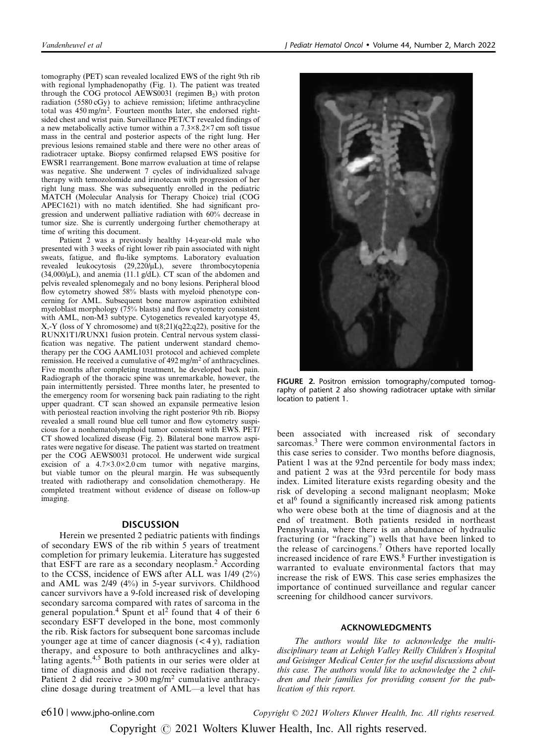tomography (PET) scan revealed localized EWS of the right 9th rib with regional lymphadenopathy (Fig. 1). The patient was treated through the COG protocol AEWS0031 (regimen $B_2$) with proton radiation (5580 cGy) to achieve remission; lifetime anthracycline total was 450 mg/m$^2$. Fourteen months later, she endorsed right-sided chest and wrist pain. Surveillance PET/CT revealed findings of a new metabolically active tumor within a 7.3×8.2×7 cm soft tissue mass in the central and posterior aspects of the right lung. Her previous lesions remained stable and there were no other areas of radiotracer uptake. Biopsy confirmed relapsed EWS positive for EWSR1 rearrangement. Bone marrow evaluation at time of relapse was negative. She underwent 7 cycles of individualized salvage therapy with temozolomide and irinotecan with progression of her right lung mass. She was subsequently enrolled in the pediatric MATCH (Molecular Analysis for Therapy Choice) trial (COG APEC1621) with no match identified. She had significant progression and underwent palliative radiation with 60% decrease in tumor size. She is currently undergoing further chemotherapy at time of writing this document.

Patient 2 was a previously healthy 14-year-old male who presented with 3 weeks of right lower rib pain associated with night sweats, fatigue, and flu-like symptoms. Laboratory evaluation revealed leukocytosis (29,220/μL), severe thrombocytopenia (34,000/μL), and anemia (11.1 g/dL). CT scan of the abdomen and pelvis revealed splenomegaly and no bony lesions. Peripheral blood flow cytometry showed 58% blasts with myeloid phenotype concerning for AML. Subsequent bone marrow aspiration exhibited myeloblast morphology (75% blasts) and flow cytometry consistent with AML, non-M3 subtype. Cytogenetics revealed karyotype 45, X,-Y (loss of Y chromosome) and t(8;21)(q22;q22), positive for the RUNX1T1/RUNX1 fusion protein. Central nervous system classification was negative. The patient underwent standard chemotherapy per the COG AAML1031 protocol and achieved complete remission. He received a cumulative of 492 mg/m$^2$ of anthracyclines. Five months after completing treatment, he developed back pain. Radiograph of the thoracic spine was unremarkable, however, the pain intermittently persisted. Three months later, he presented to the emergency room for worsening back pain radiating to the right upper quadrant. CT scan showed an expansile permeative lesion with periosteal reaction involving the right posterior 9th rib. Biopsy revealed a small round blue cell tumor and flow cytometry suspicious for a nonhematolymphoid tumor consistent with EWS. PET/CT showed localized disease (Fig. 2). Bilateral bone marrow aspirates were negative for disease. The patient was started on treatment per the COG AEWS0031 protocol. He underwent wide surgical excision of a 4.7×3.0×2.0 cm tumor with negative margins, but viable tumor on the pleural margin. He was subsequently treated with radiotherapy and consolidation chemotherapy. He completed treatment without evidence of disease on follow-up imaging.

**FIGURE 2.** Positron emission tomography/computed tomography of patient 2 also showing radiotracer uptake with similar location to patient 1.

## DISCUSSION

Herein we presented 2 pediatric patients with findings of secondary EWS of the rib within 5 years of treatment completion for primary leukemia. Literature has suggested that ESFT are rare as a secondary neoplasm.[2] According to the CCSS, incidence of EWS after ALL was 1/49 (2%) and AML was 2/49 (4%) in 5-year survivors. Childhood cancer survivors have a 9-fold increased risk of developing secondary sarcoma compared with rates of sarcoma in the general population.[4] Spunt et al[2] found that 4 of their 6 secondary ESFT developed in the bone, most commonly the rib. Risk factors for subsequent bone sarcomas include younger age at time of cancer diagnosis (< 4 y), radiation therapy, and exposure to both anthracyclines and alkylating agents.[4,5] Both patients in our series were older at time of diagnosis and did not receive radiation therapy. Patient 2 did receive > 300 mg/m$^2$ cumulative anthracycline dosage during treatment of AML—a level that has been associated with increased risk of secondary sarcomas.[3] There were common environmental factors in this case series to consider. Two months before diagnosis, Patient 1 was at the 92nd percentile for body mass index; and patient 2 was at the 93rd percentile for body mass index. Limited literature exists regarding obesity and the risk of developing a second malignant neoplasm; Moke et al[6] found a significantly increased risk among patients who were obese both at the time of diagnosis and at the end of treatment. Both patients resided in northeast Pennsylvania, where there is an abundance of hydraulic fracturing (or "fracking") wells that have been linked to the release of carcinogens.[7] Others have reported locally increased incidence of rare EWS.[8] Further investigation is warranted to evaluate environmental factors that may increase the risk of EWS. This case series emphasizes the importance of continued surveillance and regular cancer screening for childhood cancer survivors.

## ACKNOWLEDGMENTS

*The authors would like to acknowledge the multidisciplinary team at Lehigh Valley Reilly Children's Hospital and Geisinger Medical Center for the useful discussions about this case. The authors would like to acknowledge the 2 children and their families for providing consent for the publication of this report.*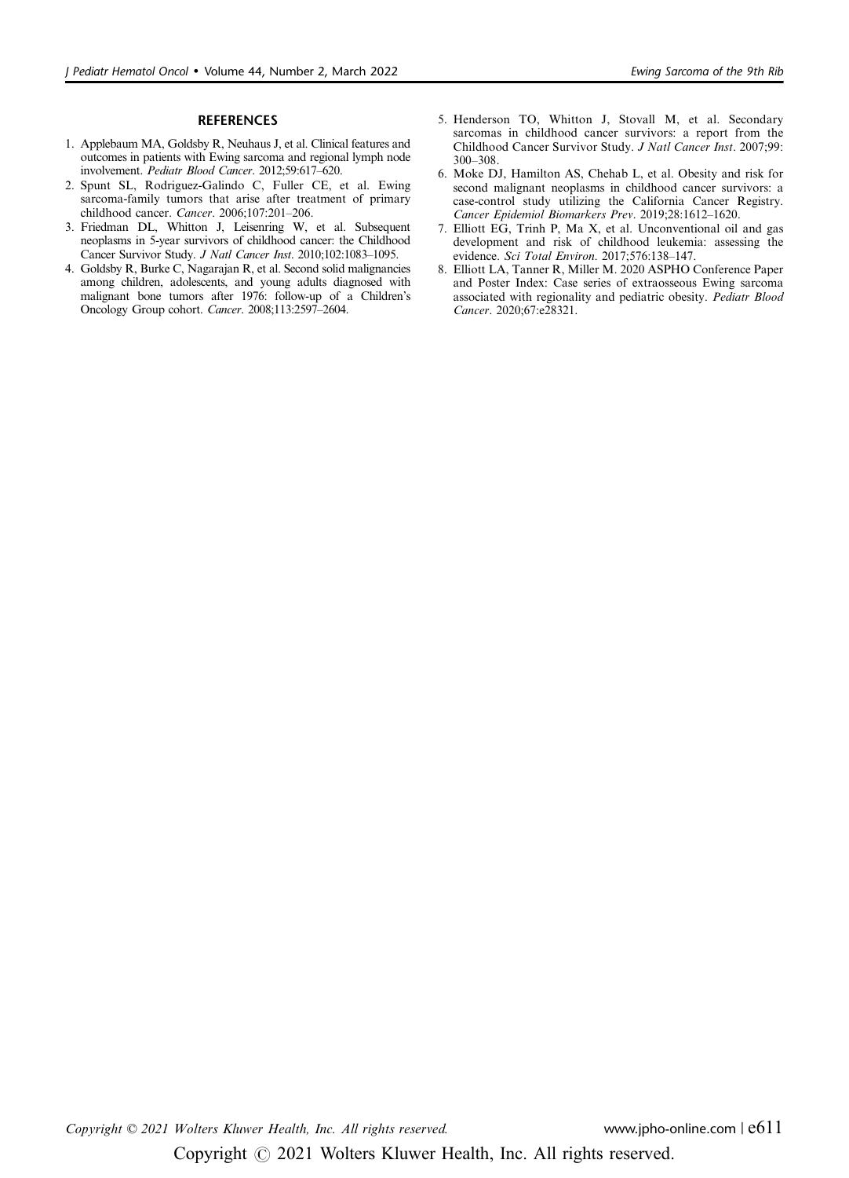## REFERENCES

1. Applebaum MA, Goldsby R, Neuhaus J, et al. Clinical features and outcomes in patients with Ewing sarcoma and regional lymph node involvement. *Pediatr Blood Cancer*. 2012;59:617–620.
2. Spunt SL, Rodriguez-Galindo C, Fuller CE, et al. Ewing sarcoma-family tumors that arise after treatment of primary childhood cancer. *Cancer*. 2006;107:201–206.
3. Friedman DL, Whitton J, Leisenring W, et al. Subsequent neoplasms in 5-year survivors of childhood cancer: the Childhood Cancer Survivor Study. *J Natl Cancer Inst*. 2010;102:1083–1095.
4. Goldsby R, Burke C, Nagarajan R, et al. Second solid malignancies among children, adolescents, and young adults diagnosed with malignant bone tumors after 1976: follow-up of a Children's Oncology Group cohort. *Cancer*. 2008;113:2597–2604.
5. Henderson TO, Whitton J, Stovall M, et al. Secondary sarcomas in childhood cancer survivors: a report from the Childhood Cancer Survivor Study. *J Natl Cancer Inst*. 2007;99: 300–308.
6. Moke DJ, Hamilton AS, Chehab L, et al. Obesity and risk for second malignant neoplasms in childhood cancer survivors: a case-control study utilizing the California Cancer Registry. *Cancer Epidemiol Biomarkers Prev*. 2019;28:1612–1620.
7. Elliott EG, Trinh P, Ma X, et al. Unconventional oil and gas development and risk of childhood leukemia: assessing the evidence. *Sci Total Environ*. 2017;576:138–147.
8. Elliott LA, Tanner R, Miller M. 2020 ASPHO Conference Paper and Poster Index: Case series of extraosseous Ewing sarcoma associated with regionality and pediatric obesity. *Pediatr Blood Cancer*. 2020;67:e28321.